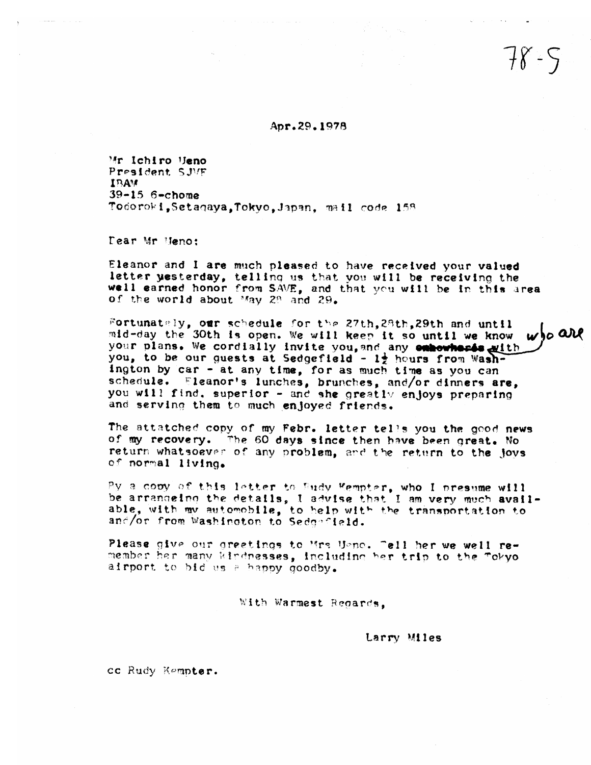78-5

Apr.29.1978

Mr Ichiro Ueno
President SJVE
IBAM
39-15 6-chome
Todoroki,Setagaya,Tokyo,Japan, mail code 158

Dear Mr Ueno:

Eleanor and I are much pleased to have received your valued letter yesterday, telling us that you will be receiving the well earned honor from SAVE, and that you will be in this area of the world about May 28 and 29.

Fortunately, our schedule for the 27th,28th,29th and until mid-day the 30th is open. We will keep it so until we know your plans. We cordially invite you,and any ~~embowhereis~~ who are with you, to be our guests at Sedgefield - 1½ hours from Washington by car - at any time, for as much time as you can schedule. Eleanor's lunches, brunches, and/or dinners are, you will find, superior - and she greatly enjoys preparing and serving them to much enjoyed friends.

The attatched copy of my Febr. letter tells you the good news of my recovery. The 60 days since then have been great. No return whatsoever of any problem, and the return to the joys of normal living.

By a copy of this letter to Rudy Kempter, who I presume will be arrangeing the details, I advise that I am very much available, with my automobile, to help with the transportation to and/or from Washington to Sedgefield.

Please give our greetings to Mrs Ueno. Tell her we well remember her many kindnesses, including her trip to the Tokyo airport to bid us a happy goodby.

With Warmest Regards,

Larry Miles

cc Rudy Kempter.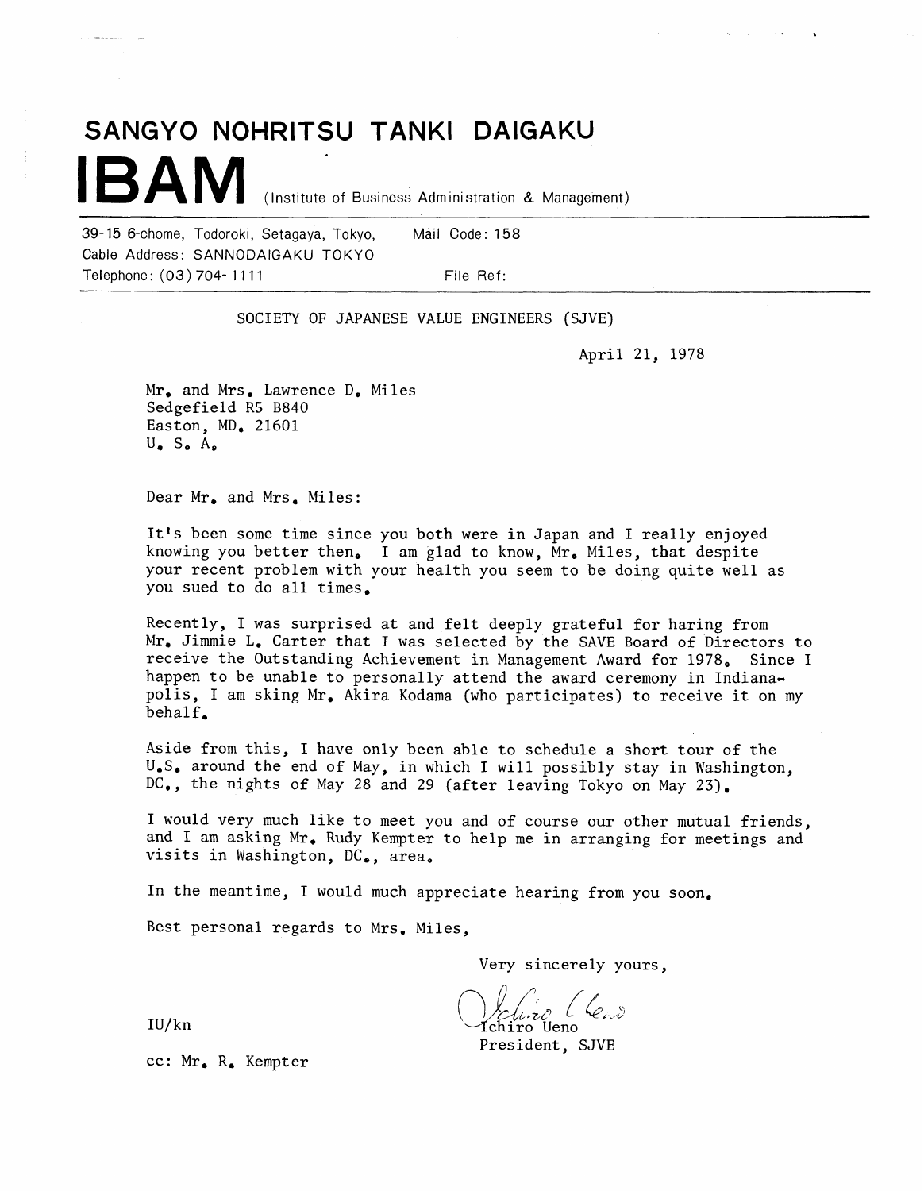# SANGYO NOHRITSU TANKI DAIGAKU

**IBAM** (Institute of Business Administration & Management)

39-15 6-chome, Todoroki, Setagaya, Tokyo, Mail Code: 158
Cable Address: SANNODAIGAKU TOKYO
Telephone: (03) 704-1111 File Ref:

SOCIETY OF JAPANESE VALUE ENGINEERS (SJVE)

April 21, 1978

Mr. and Mrs. Lawrence D. Miles
Sedgefield R5 B840
Easton, MD. 21601
U. S. A.

Dear Mr. and Mrs. Miles:

It's been some time since you both were in Japan and I really enjoyed knowing you better then. I am glad to know, Mr. Miles, that despite your recent problem with your health you seem to be doing quite well as you sued to do all times.

Recently, I was surprised at and felt deeply grateful for haring from Mr. Jimmie L. Carter that I was selected by the SAVE Board of Directors to receive the Outstanding Achievement in Management Award for 1978. Since I happen to be unable to personally attend the award ceremony in Indianapolis, I am sking Mr. Akira Kodama (who participates) to receive it on my behalf.

Aside from this, I have only been able to schedule a short tour of the U.S. around the end of May, in which I will possibly stay in Washington, DC., the nights of May 28 and 29 (after leaving Tokyo on May 23).

I would very much like to meet you and of course our other mutual friends, and I am asking Mr. Rudy Kempter to help me in arranging for meetings and visits in Washington, DC., area.

In the meantime, I would much appreciate hearing from you soon.

Best personal regards to Mrs. Miles,

Very sincerely yours,

Ichiro Ueno
President, SJVE

IU/kn

cc: Mr. R. Kempter